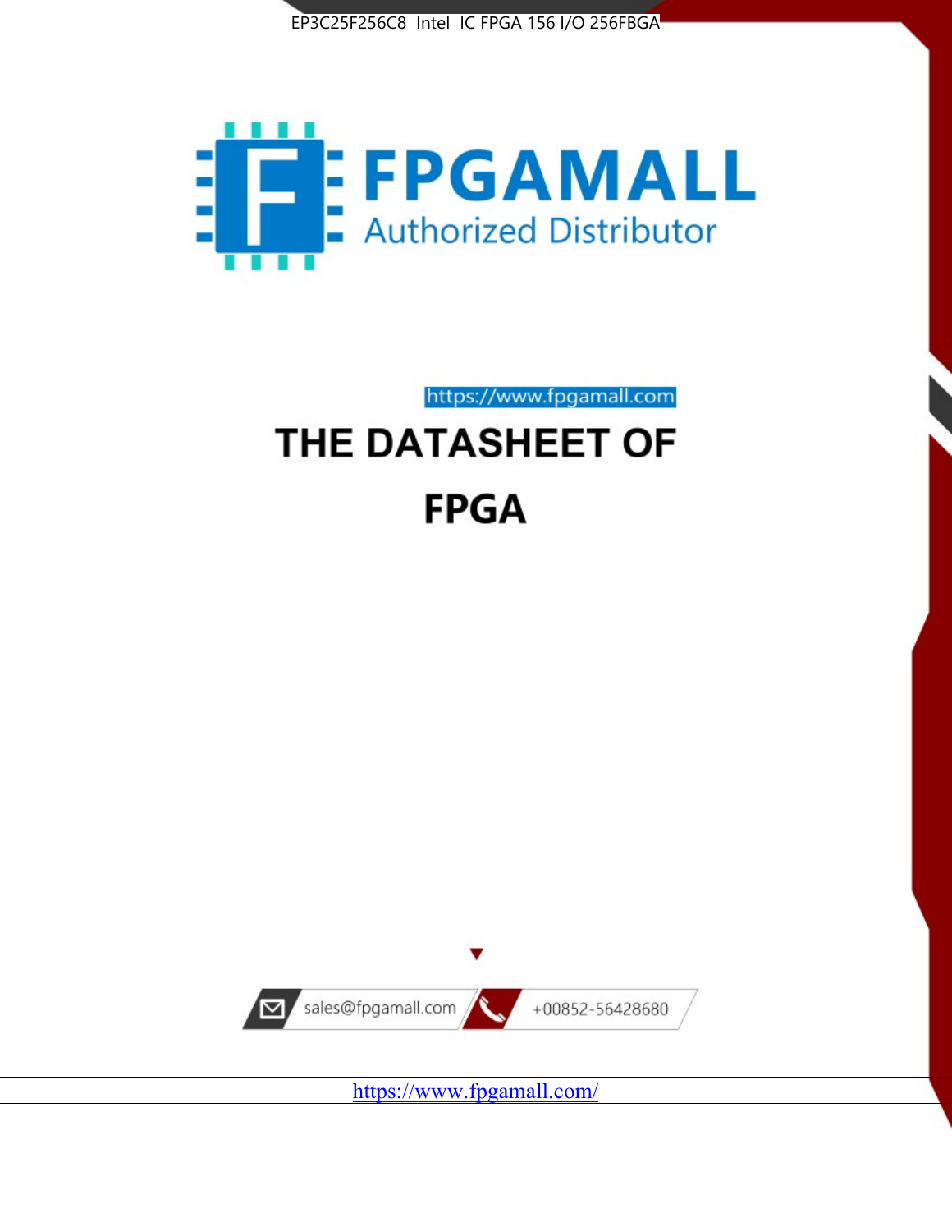EP3C25F256C8 Intel IC FPGA 156 I/O 256FBGA

FPGAMALL

Authorized Distributor

https://www.fpgamall.com

# THE DATASHEET OF

# FPGA

sales@fpgamall.com

+00852-56428680

https://www.fpgamall.com/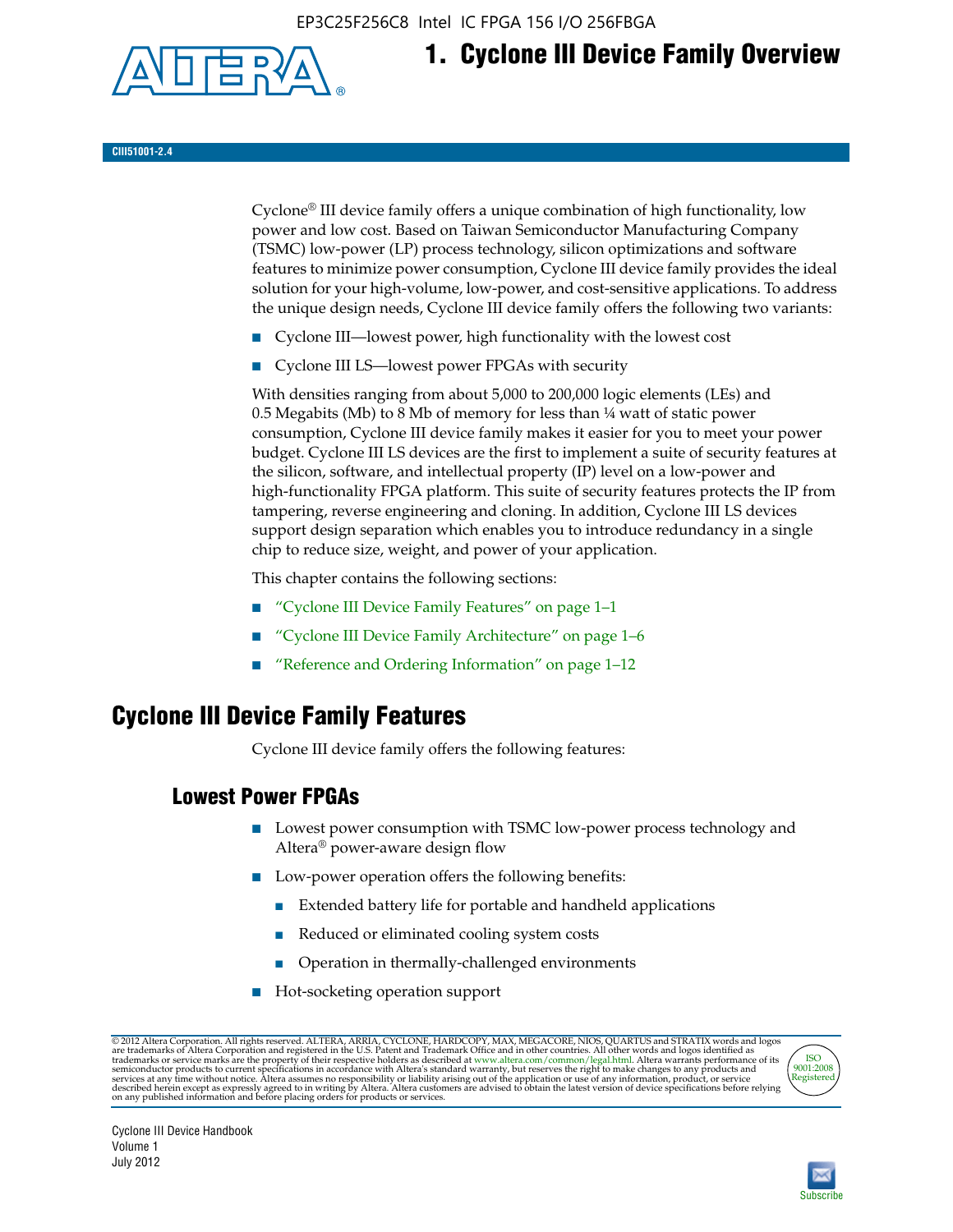# 1. Cyclone III Device Family Overview

CIII51001-2.4

Cyclone® III device family offers a unique combination of high functionality, low power and low cost. Based on Taiwan Semiconductor Manufacturing Company (TSMC) low-power (LP) process technology, silicon optimizations and software features to minimize power consumption, Cyclone III device family provides the ideal solution for your high-volume, low-power, and cost-sensitive applications. To address the unique design needs, Cyclone III device family offers the following two variants:

- Cyclone III—lowest power, high functionality with the lowest cost
- Cyclone III LS—lowest power FPGAs with security

With densities ranging from about 5,000 to 200,000 logic elements (LEs) and 0.5 Megabits (Mb) to 8 Mb of memory for less than ¼ watt of static power consumption, Cyclone III device family makes it easier for you to meet your power budget. Cyclone III LS devices are the first to implement a suite of security features at the silicon, software, and intellectual property (IP) level on a low-power and high-functionality FPGA platform. This suite of security features protects the IP from tampering, reverse engineering and cloning. In addition, Cyclone III LS devices support design separation which enables you to introduce redundancy in a single chip to reduce size, weight, and power of your application.

This chapter contains the following sections:

- "Cyclone III Device Family Features" on page 1–1
- "Cyclone III Device Family Architecture" on page 1–6
- "Reference and Ordering Information" on page 1–12

## Cyclone III Device Family Features

Cyclone III device family offers the following features:

### Lowest Power FPGAs

- Lowest power consumption with TSMC low-power process technology and Altera® power-aware design flow
- Low-power operation offers the following benefits:
  - Extended battery life for portable and handheld applications
  - Reduced or eliminated cooling system costs
  - Operation in thermally-challenged environments
- Hot-socketing operation support

© 2012 Altera Corporation. All rights reserved. ALTERA, ARRIA, CYCLONE, HARDCOPY, MAX, MEGACORE, NIOS, QUARTUS and STRATIX words and logos are trademarks of Altera Corporation and registered in the U.S. Patent and Trademark Office and in other countries. All other words and logos identified as trademarks or service marks are the property of their respective holders as described at www.altera.com/common/legal.html. Altera warrants performance of its semiconductor products to current specifications in accordance with Altera's standard warranty, but reserves the right to make changes to any products and services at any time without notice. Altera assumes no responsibility or liability arising out of the application or use of any information, product, or service described herein except as expressly agreed to in writing by Altera. Altera customers are advised to obtain the latest version of device specifications before relying on any published information and before placing orders for products or services.

Cyclone III Device Handbook
Volume 1
July 2012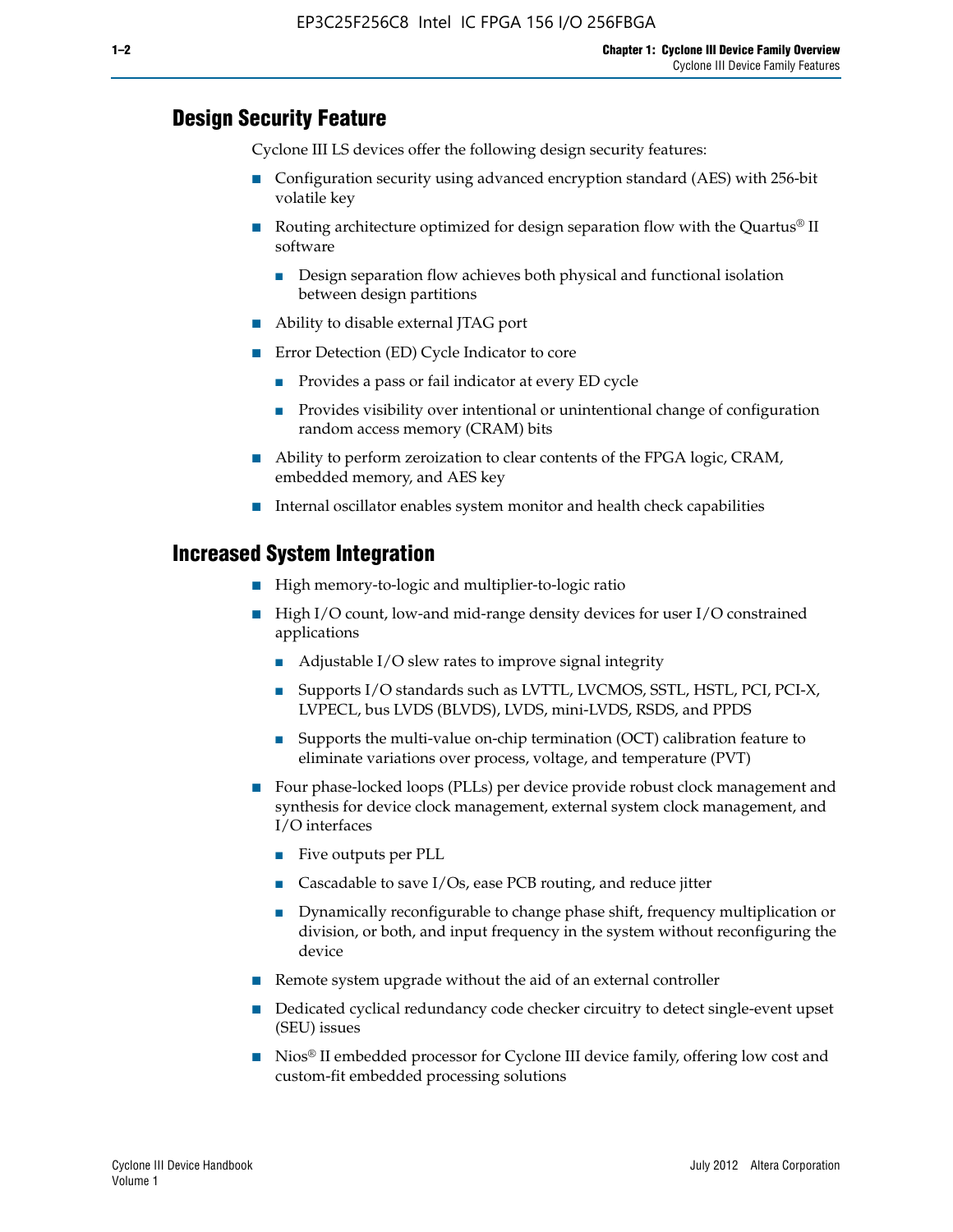## Design Security Feature

Cyclone III LS devices offer the following design security features:

- Configuration security using advanced encryption standard (AES) with 256-bit volatile key
- Routing architecture optimized for design separation flow with the Quartus® II software
  - Design separation flow achieves both physical and functional isolation between design partitions
- Ability to disable external JTAG port
- Error Detection (ED) Cycle Indicator to core
  - Provides a pass or fail indicator at every ED cycle
  - Provides visibility over intentional or unintentional change of configuration random access memory (CRAM) bits
- Ability to perform zeroization to clear contents of the FPGA logic, CRAM, embedded memory, and AES key
- Internal oscillator enables system monitor and health check capabilities

## Increased System Integration

- High memory-to-logic and multiplier-to-logic ratio
- High I/O count, low-and mid-range density devices for user I/O constrained applications
  - Adjustable I/O slew rates to improve signal integrity
  - Supports I/O standards such as LVTTL, LVCMOS, SSTL, HSTL, PCI, PCI-X, LVPECL, bus LVDS (BLVDS), LVDS, mini-LVDS, RSDS, and PPDS
  - Supports the multi-value on-chip termination (OCT) calibration feature to eliminate variations over process, voltage, and temperature (PVT)
- Four phase-locked loops (PLLs) per device provide robust clock management and synthesis for device clock management, external system clock management, and I/O interfaces
  - Five outputs per PLL
  - Cascadable to save I/Os, ease PCB routing, and reduce jitter
  - Dynamically reconfigurable to change phase shift, frequency multiplication or division, or both, and input frequency in the system without reconfiguring the device
- Remote system upgrade without the aid of an external controller
- Dedicated cyclical redundancy code checker circuitry to detect single-event upset (SEU) issues
- Nios® II embedded processor for Cyclone III device family, offering low cost and custom-fit embedded processing solutions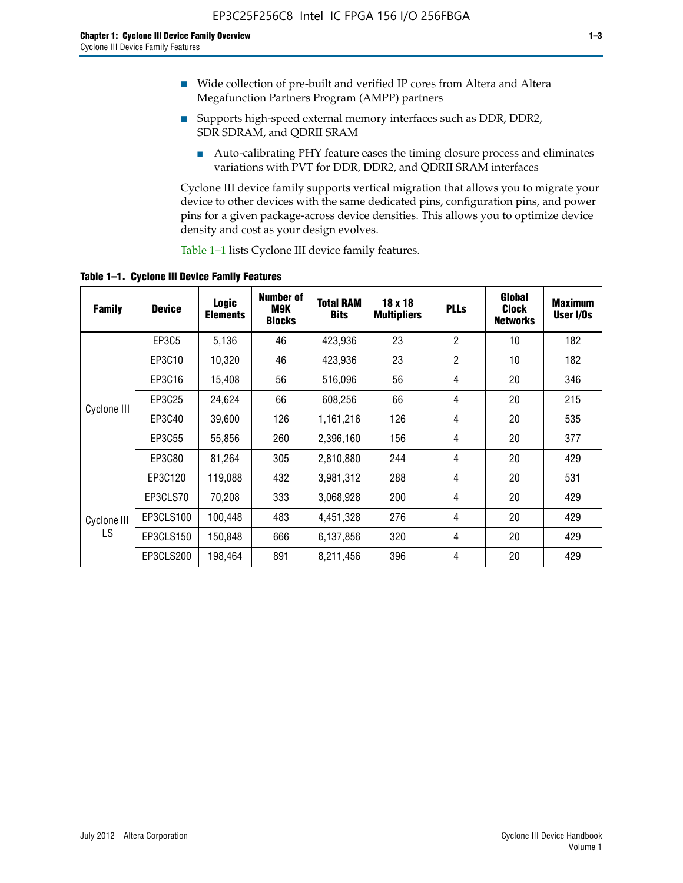- Wide collection of pre-built and verified IP cores from Altera and Altera Megafunction Partners Program (AMPP) partners
- Supports high-speed external memory interfaces such as DDR, DDR2, SDR SDRAM, and QDRII SRAM
  - Auto-calibrating PHY feature eases the timing closure process and eliminates variations with PVT for DDR, DDR2, and QDRII SRAM interfaces

Cyclone III device family supports vertical migration that allows you to migrate your device to other devices with the same dedicated pins, configuration pins, and power pins for a given package-across device densities. This allows you to optimize device density and cost as your design evolves.

Table 1–1 lists Cyclone III device family features.

**Table 1–1. Cyclone III Device Family Features**

| Family | Device | Logic Elements | Number of M9K Blocks | Total RAM Bits | 18 x 18 Multipliers | PLLs | Global Clock Networks | Maximum User I/Os |
|---|---|---|---|---|---|---|---|---|
| Cyclone III | EP3C5 | 5,136 | 46 | 423,936 | 23 | 2 | 10 | 182 |
| | EP3C10 | 10,320 | 46 | 423,936 | 23 | 2 | 10 | 182 |
| | EP3C16 | 15,408 | 56 | 516,096 | 56 | 4 | 20 | 346 |
| | EP3C25 | 24,624 | 66 | 608,256 | 66 | 4 | 20 | 215 |
| | EP3C40 | 39,600 | 126 | 1,161,216 | 126 | 4 | 20 | 535 |
| | EP3C55 | 55,856 | 260 | 2,396,160 | 156 | 4 | 20 | 377 |
| | EP3C80 | 81,264 | 305 | 2,810,880 | 244 | 4 | 20 | 429 |
| | EP3C120 | 119,088 | 432 | 3,981,312 | 288 | 4 | 20 | 531 |
| Cyclone III LS | EP3CLS70 | 70,208 | 333 | 3,068,928 | 200 | 4 | 20 | 429 |
| | EP3CLS100 | 100,448 | 483 | 4,451,328 | 276 | 4 | 20 | 429 |
| | EP3CLS150 | 150,848 | 666 | 6,137,856 | 320 | 4 | 20 | 429 |
| | EP3CLS200 | 198,464 | 891 | 8,211,456 | 396 | 4 | 20 | 429 |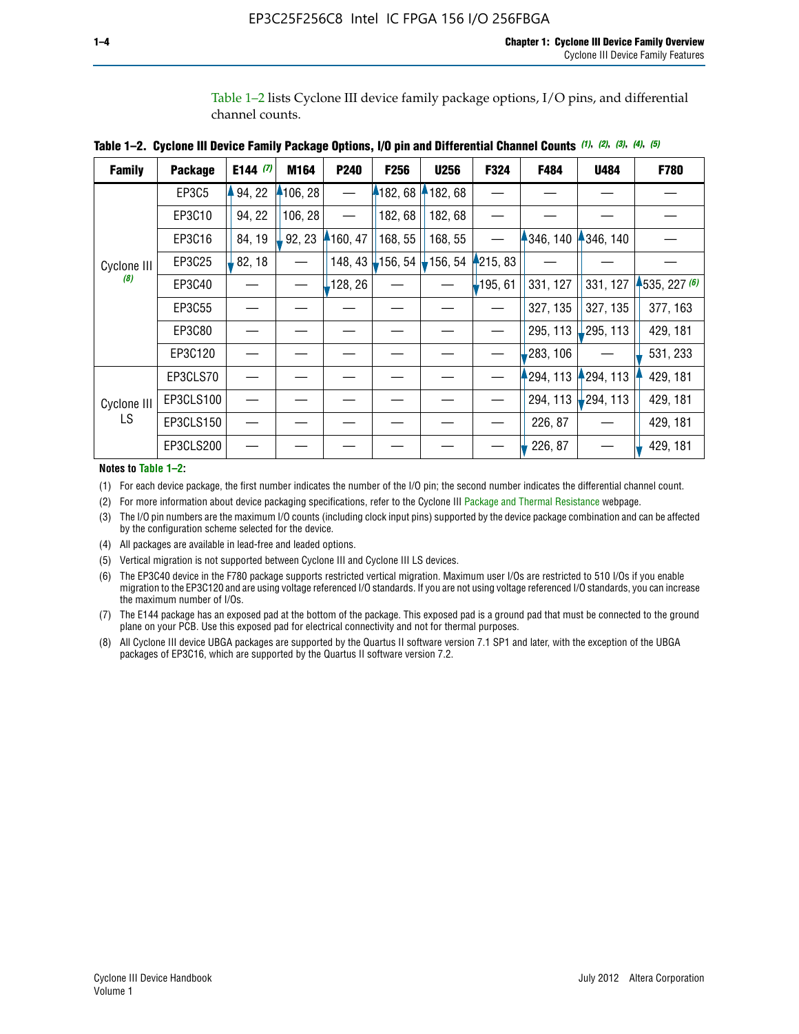Table 1–2 lists Cyclone III device family package options, I/O pins, and differential channel counts.

**Table 1–2. Cyclone III Device Family Package Options, I/O pin and Differential Channel Counts** *(1), (2), (3), (4), (5)*

| Family | Package | E144 *(7)* | M164 | P240 | F256 | U256 | F324 | F484 | U484 | F780 |
|---|---|---|---|---|---|---|---|---|---|---|
| Cyclone III *(8)* | EP3C5 | 94, 22 | 106, 28 | — | 182, 68 | 182, 68 | — | — | — | — |
| | EP3C10 | 94, 22 | 106, 28 | — | 182, 68 | 182, 68 | — | — | — | — |
| | EP3C16 | 84, 19 | 92, 23 | 160, 47 | 168, 55 | 168, 55 | — | 346, 140 | 346, 140 | — |
| | EP3C25 | 82, 18 | — | 148, 43 | 156, 54 | 156, 54 | 215, 83 | — | — | — |
| | EP3C40 | — | — | 128, 26 | — | — | 195, 61 | 331, 127 | 331, 127 | 535, 227 *(6)* |
| | EP3C55 | — | — | — | — | — | — | 327, 135 | 327, 135 | 377, 163 |
| | EP3C80 | — | — | — | — | — | — | 295, 113 | 295, 113 | 429, 181 |
| | EP3C120 | — | — | — | — | — | — | 283, 106 | — | 531, 233 |
| Cyclone III LS | EP3CLS70 | — | — | — | — | — | — | 294, 113 | 294, 113 | 429, 181 |
| | EP3CLS100 | — | — | — | — | — | — | 294, 113 | 294, 113 | 429, 181 |
| | EP3CLS150 | — | — | — | — | — | — | 226, 87 | — | 429, 181 |
| | EP3CLS200 | — | — | — | — | — | — | 226, 87 | — | 429, 181 |

**Notes to Table 1–2:**

(1) For each device package, the first number indicates the number of the I/O pin; the second number indicates the differential channel count.

(2) For more information about device packaging specifications, refer to the Cyclone III Package and Thermal Resistance webpage.

(3) The I/O pin numbers are the maximum I/O counts (including clock input pins) supported by the device package combination and can be affected by the configuration scheme selected for the device.

(4) All packages are available in lead-free and leaded options.

(5) Vertical migration is not supported between Cyclone III and Cyclone III LS devices.

(6) The EP3C40 device in the F780 package supports restricted vertical migration. Maximum user I/Os are restricted to 510 I/Os if you enable migration to the EP3C120 and are using voltage referenced I/O standards. If you are not using voltage referenced I/O standards, you can increase the maximum number of I/Os.

(7) The E144 package has an exposed pad at the bottom of the package. This exposed pad is a ground pad that must be connected to the ground plane on your PCB. Use this exposed pad for electrical connectivity and not for thermal purposes.

(8) All Cyclone III device UBGA packages are supported by the Quartus II software version 7.1 SP1 and later, with the exception of the UBGA packages of EP3C16, which are supported by the Quartus II software version 7.2.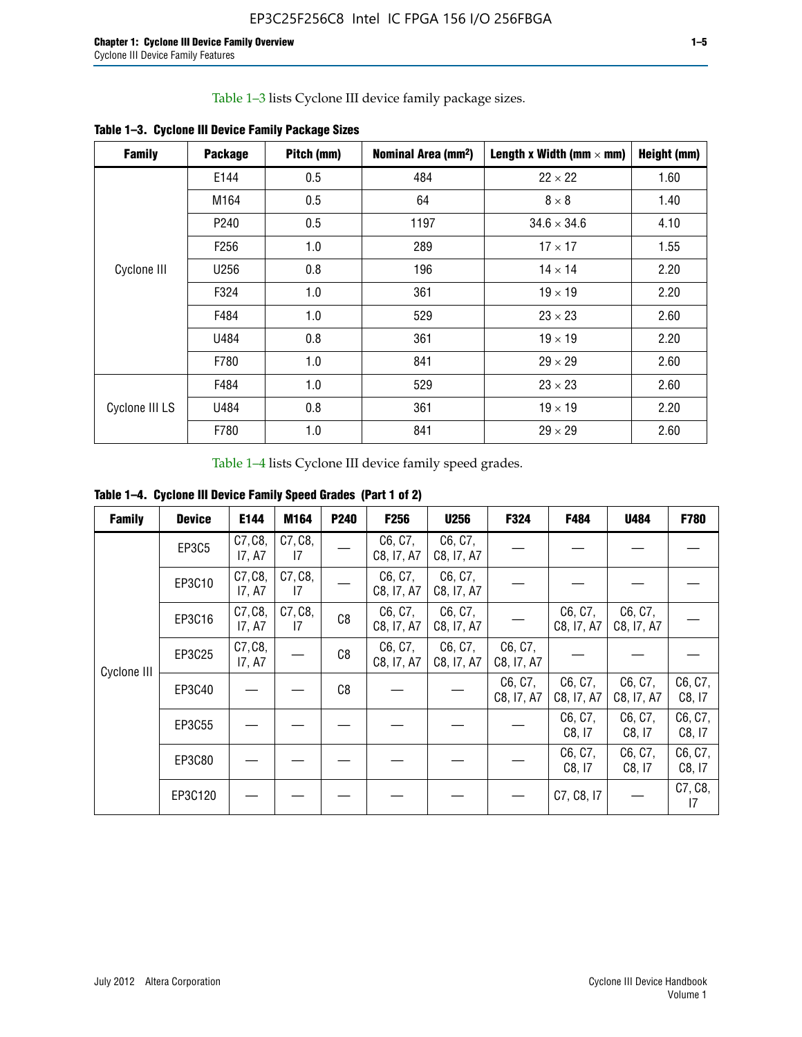Table 1–3 lists Cyclone III device family package sizes.

**Table 1–3. Cyclone III Device Family Package Sizes**

| Family | Package | Pitch (mm) | Nominal Area (mm²) | Length x Width (mm × mm) | Height (mm) |
|---|---|---|---|---|---|
| Cyclone III | E144 | 0.5 | 484 | 22 × 22 | 1.60 |
| | M164 | 0.5 | 64 | 8 × 8 | 1.40 |
| | P240 | 0.5 | 1197 | 34.6 × 34.6 | 4.10 |
| | F256 | 1.0 | 289 | 17 × 17 | 1.55 |
| | U256 | 0.8 | 196 | 14 × 14 | 2.20 |
| | F324 | 1.0 | 361 | 19 × 19 | 2.20 |
| | F484 | 1.0 | 529 | 23 × 23 | 2.60 |
| | U484 | 0.8 | 361 | 19 × 19 | 2.20 |
| | F780 | 1.0 | 841 | 29 × 29 | 2.60 |
| Cyclone III LS | F484 | 1.0 | 529 | 23 × 23 | 2.60 |
| | U484 | 0.8 | 361 | 19 × 19 | 2.20 |
| | F780 | 1.0 | 841 | 29 × 29 | 2.60 |

Table 1–4 lists Cyclone III device family speed grades.

**Table 1–4. Cyclone III Device Family Speed Grades (Part 1 of 2)**

| Family | Device | E144 | M164 | P240 | F256 | U256 | F324 | F484 | U484 | F780 |
|---|---|---|---|---|---|---|---|---|---|---|
| Cyclone III | EP3C5 | C7, C8, I7, A7 | C7, C8, I7 | — | C6, C7, C8, I7, A7 | C6, C7, C8, I7, A7 | — | — | — | — |
| | EP3C10 | C7, C8, I7, A7 | C7, C8, I7 | — | C6, C7, C8, I7, A7 | C6, C7, C8, I7, A7 | — | — | — | — |
| | EP3C16 | C7, C8, I7, A7 | C7, C8, I7 | C8 | C6, C7, C8, I7, A7 | C6, C7, C8, I7, A7 | — | C6, C7, C8, I7, A7 | C6, C7, C8, I7, A7 | — |
| | EP3C25 | C7, C8, I7, A7 | — | C8 | C6, C7, C8, I7, A7 | C6, C7, C8, I7, A7 | C6, C7, C8, I7, A7 | — | — | — |
| | EP3C40 | — | — | C8 | — | — | C6, C7, C8, I7, A7 | C6, C7, C8, I7, A7 | C6, C7, C8, I7, A7 | C6, C7, C8, I7 |
| | EP3C55 | — | — | — | — | — | — | C6, C7, C8, I7 | C6, C7, C8, I7 | C6, C7, C8, I7 |
| | EP3C80 | — | — | — | — | — | — | C6, C7, C8, I7 | C6, C7, C8, I7 | C6, C7, C8, I7 |
| | EP3C120 | — | — | — | — | — | — | C7, C8, I7 | — | C7, C8, I7 |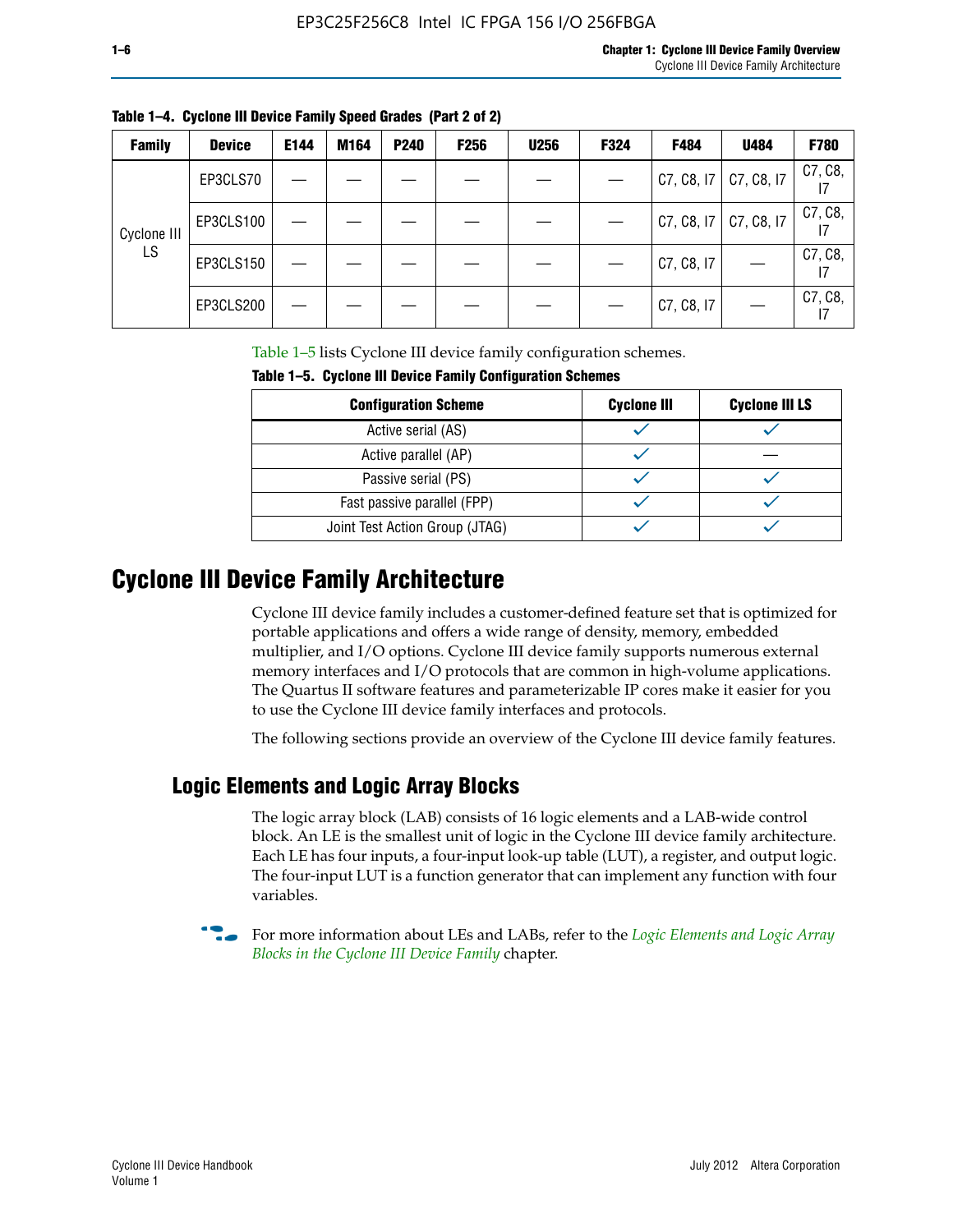Table 1–4. Cyclone III Device Family Speed Grades (Part 2 of 2)

| Family | Device | E144 | M164 | P240 | F256 | U256 | F324 | F484 | U484 | F780 |
|---|---|---|---|---|---|---|---|---|---|---|
| Cyclone III LS | EP3CLS70 | — | — | — | — | — | — | C7, C8, I7 | C7, C8, I7 | C7, C8, I7 |
| | EP3CLS100 | — | — | — | — | — | — | C7, C8, I7 | C7, C8, I7 | C7, C8, I7 |
| | EP3CLS150 | — | — | — | — | — | — | C7, C8, I7 | — | C7, C8, I7 |
| | EP3CLS200 | — | — | — | — | — | — | C7, C8, I7 | — | C7, C8, I7 |

Table 1–5 lists Cyclone III device family configuration schemes.

Table 1–5. Cyclone III Device Family Configuration Schemes

| Configuration Scheme | Cyclone III | Cyclone III LS |
|---|---|---|
| Active serial (AS) | ✓ | ✓ |
| Active parallel (AP) | ✓ | — |
| Passive serial (PS) | ✓ | ✓ |
| Fast passive parallel (FPP) | ✓ | ✓ |
| Joint Test Action Group (JTAG) | ✓ | ✓ |

# Cyclone III Device Family Architecture

Cyclone III device family includes a customer-defined feature set that is optimized for portable applications and offers a wide range of density, memory, embedded multiplier, and I/O options. Cyclone III device family supports numerous external memory interfaces and I/O protocols that are common in high-volume applications. The Quartus II software features and parameterizable IP cores make it easier for you to use the Cyclone III device family interfaces and protocols.

The following sections provide an overview of the Cyclone III device family features.

## Logic Elements and Logic Array Blocks

The logic array block (LAB) consists of 16 logic elements and a LAB-wide control block. An LE is the smallest unit of logic in the Cyclone III device family architecture. Each LE has four inputs, a four-input look-up table (LUT), a register, and output logic. The four-input LUT is a function generator that can implement any function with four variables.

For more information about LEs and LABs, refer to the *Logic Elements and Logic Array Blocks in the Cyclone III Device Family* chapter.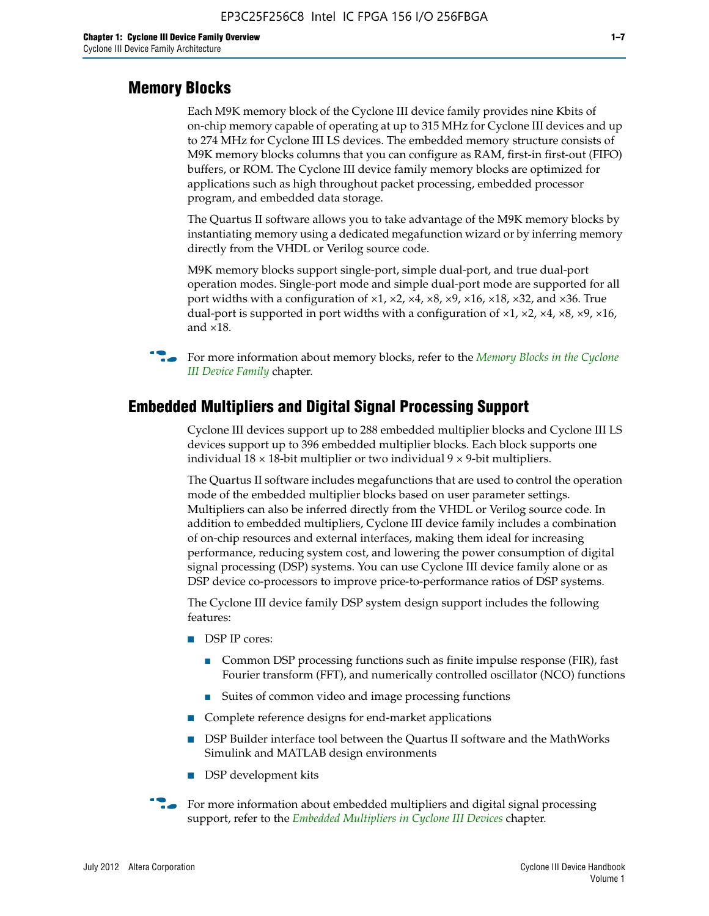## Memory Blocks

Each M9K memory block of the Cyclone III device family provides nine Kbits of on-chip memory capable of operating at up to 315 MHz for Cyclone III devices and up to 274 MHz for Cyclone III LS devices. The embedded memory structure consists of M9K memory blocks columns that you can configure as RAM, first-in first-out (FIFO) buffers, or ROM. The Cyclone III device family memory blocks are optimized for applications such as high throughout packet processing, embedded processor program, and embedded data storage.

The Quartus II software allows you to take advantage of the M9K memory blocks by instantiating memory using a dedicated megafunction wizard or by inferring memory directly from the VHDL or Verilog source code.

M9K memory blocks support single-port, simple dual-port, and true dual-port operation modes. Single-port mode and simple dual-port mode are supported for all port widths with a configuration of ×1, ×2, ×4, ×8, ×9, ×16, ×18, ×32, and ×36. True dual-port is supported in port widths with a configuration of ×1, ×2, ×4, ×8, ×9, ×16, and ×18.

For more information about memory blocks, refer to the *Memory Blocks in the Cyclone III Device Family* chapter.

## Embedded Multipliers and Digital Signal Processing Support

Cyclone III devices support up to 288 embedded multiplier blocks and Cyclone III LS devices support up to 396 embedded multiplier blocks. Each block supports one individual 18 × 18-bit multiplier or two individual 9 × 9-bit multipliers.

The Quartus II software includes megafunctions that are used to control the operation mode of the embedded multiplier blocks based on user parameter settings. Multipliers can also be inferred directly from the VHDL or Verilog source code. In addition to embedded multipliers, Cyclone III device family includes a combination of on-chip resources and external interfaces, making them ideal for increasing performance, reducing system cost, and lowering the power consumption of digital signal processing (DSP) systems. You can use Cyclone III device family alone or as DSP device co-processors to improve price-to-performance ratios of DSP systems.

The Cyclone III device family DSP system design support includes the following features:

- DSP IP cores:
  - Common DSP processing functions such as finite impulse response (FIR), fast Fourier transform (FFT), and numerically controlled oscillator (NCO) functions
  - Suites of common video and image processing functions
- Complete reference designs for end-market applications
- DSP Builder interface tool between the Quartus II software and the MathWorks Simulink and MATLAB design environments
- DSP development kits

For more information about embedded multipliers and digital signal processing support, refer to the *Embedded Multipliers in Cyclone III Devices* chapter.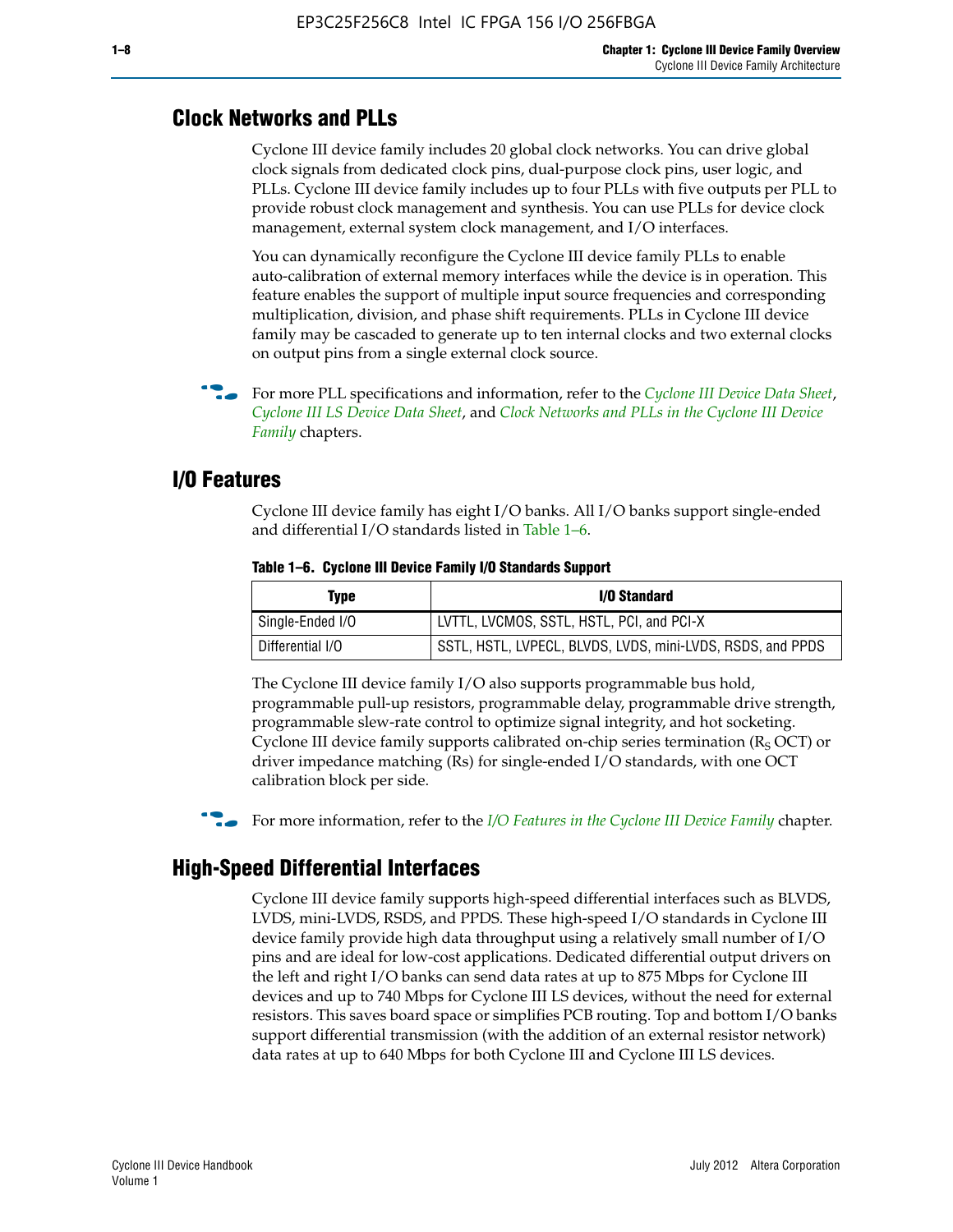## Clock Networks and PLLs

Cyclone III device family includes 20 global clock networks. You can drive global clock signals from dedicated clock pins, dual-purpose clock pins, user logic, and PLLs. Cyclone III device family includes up to four PLLs with five outputs per PLL to provide robust clock management and synthesis. You can use PLLs for device clock management, external system clock management, and I/O interfaces.

You can dynamically reconfigure the Cyclone III device family PLLs to enable auto-calibration of external memory interfaces while the device is in operation. This feature enables the support of multiple input source frequencies and corresponding multiplication, division, and phase shift requirements. PLLs in Cyclone III device family may be cascaded to generate up to ten internal clocks and two external clocks on output pins from a single external clock source.

For more PLL specifications and information, refer to the *Cyclone III Device Data Sheet*, *Cyclone III LS Device Data Sheet*, and *Clock Networks and PLLs in the Cyclone III Device Family* chapters.

## I/O Features

Cyclone III device family has eight I/O banks. All I/O banks support single-ended and differential I/O standards listed in Table 1–6.

**Table 1–6. Cyclone III Device Family I/O Standards Support**

| Type | I/O Standard |
|---|---|
| Single-Ended I/O | LVTTL, LVCMOS, SSTL, HSTL, PCI, and PCI-X |
| Differential I/O | SSTL, HSTL, LVPECL, BLVDS, LVDS, mini-LVDS, RSDS, and PPDS |

The Cyclone III device family I/O also supports programmable bus hold, programmable pull-up resistors, programmable delay, programmable drive strength, programmable slew-rate control to optimize signal integrity, and hot socketing. Cyclone III device family supports calibrated on-chip series termination ($R_S$ OCT) or driver impedance matching (Rs) for single-ended I/O standards, with one OCT calibration block per side.

For more information, refer to the *I/O Features in the Cyclone III Device Family* chapter.

## High-Speed Differential Interfaces

Cyclone III device family supports high-speed differential interfaces such as BLVDS, LVDS, mini-LVDS, RSDS, and PPDS. These high-speed I/O standards in Cyclone III device family provide high data throughput using a relatively small number of I/O pins and are ideal for low-cost applications. Dedicated differential output drivers on the left and right I/O banks can send data rates at up to 875 Mbps for Cyclone III devices and up to 740 Mbps for Cyclone III LS devices, without the need for external resistors. This saves board space or simplifies PCB routing. Top and bottom I/O banks support differential transmission (with the addition of an external resistor network) data rates at up to 640 Mbps for both Cyclone III and Cyclone III LS devices.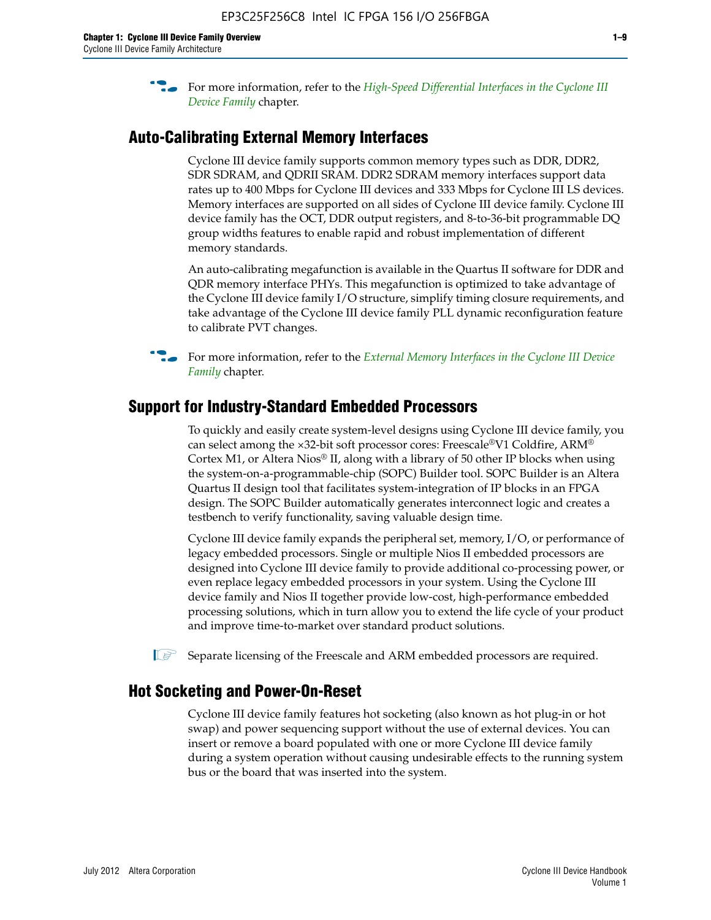For more information, refer to the *High-Speed Differential Interfaces in the Cyclone III Device Family* chapter.

## Auto-Calibrating External Memory Interfaces

Cyclone III device family supports common memory types such as DDR, DDR2, SDR SDRAM, and QDRII SRAM. DDR2 SDRAM memory interfaces support data rates up to 400 Mbps for Cyclone III devices and 333 Mbps for Cyclone III LS devices. Memory interfaces are supported on all sides of Cyclone III device family. Cyclone III device family has the OCT, DDR output registers, and 8-to-36-bit programmable DQ group widths features to enable rapid and robust implementation of different memory standards.

An auto-calibrating megafunction is available in the Quartus II software for DDR and QDR memory interface PHYs. This megafunction is optimized to take advantage of the Cyclone III device family I/O structure, simplify timing closure requirements, and take advantage of the Cyclone III device family PLL dynamic reconfiguration feature to calibrate PVT changes.

For more information, refer to the *External Memory Interfaces in the Cyclone III Device Family* chapter.

## Support for Industry-Standard Embedded Processors

To quickly and easily create system-level designs using Cyclone III device family, you can select among the ×32-bit soft processor cores: Freescale®V1 Coldfire, ARM® Cortex M1, or Altera Nios® II, along with a library of 50 other IP blocks when using the system-on-a-programmable-chip (SOPC) Builder tool. SOPC Builder is an Altera Quartus II design tool that facilitates system-integration of IP blocks in an FPGA design. The SOPC Builder automatically generates interconnect logic and creates a testbench to verify functionality, saving valuable design time.

Cyclone III device family expands the peripheral set, memory, I/O, or performance of legacy embedded processors. Single or multiple Nios II embedded processors are designed into Cyclone III device family to provide additional co-processing power, or even replace legacy embedded processors in your system. Using the Cyclone III device family and Nios II together provide low-cost, high-performance embedded processing solutions, which in turn allow you to extend the life cycle of your product and improve time-to-market over standard product solutions.

Separate licensing of the Freescale and ARM embedded processors are required.

## Hot Socketing and Power-On-Reset

Cyclone III device family features hot socketing (also known as hot plug-in or hot swap) and power sequencing support without the use of external devices. You can insert or remove a board populated with one or more Cyclone III device family during a system operation without causing undesirable effects to the running system bus or the board that was inserted into the system.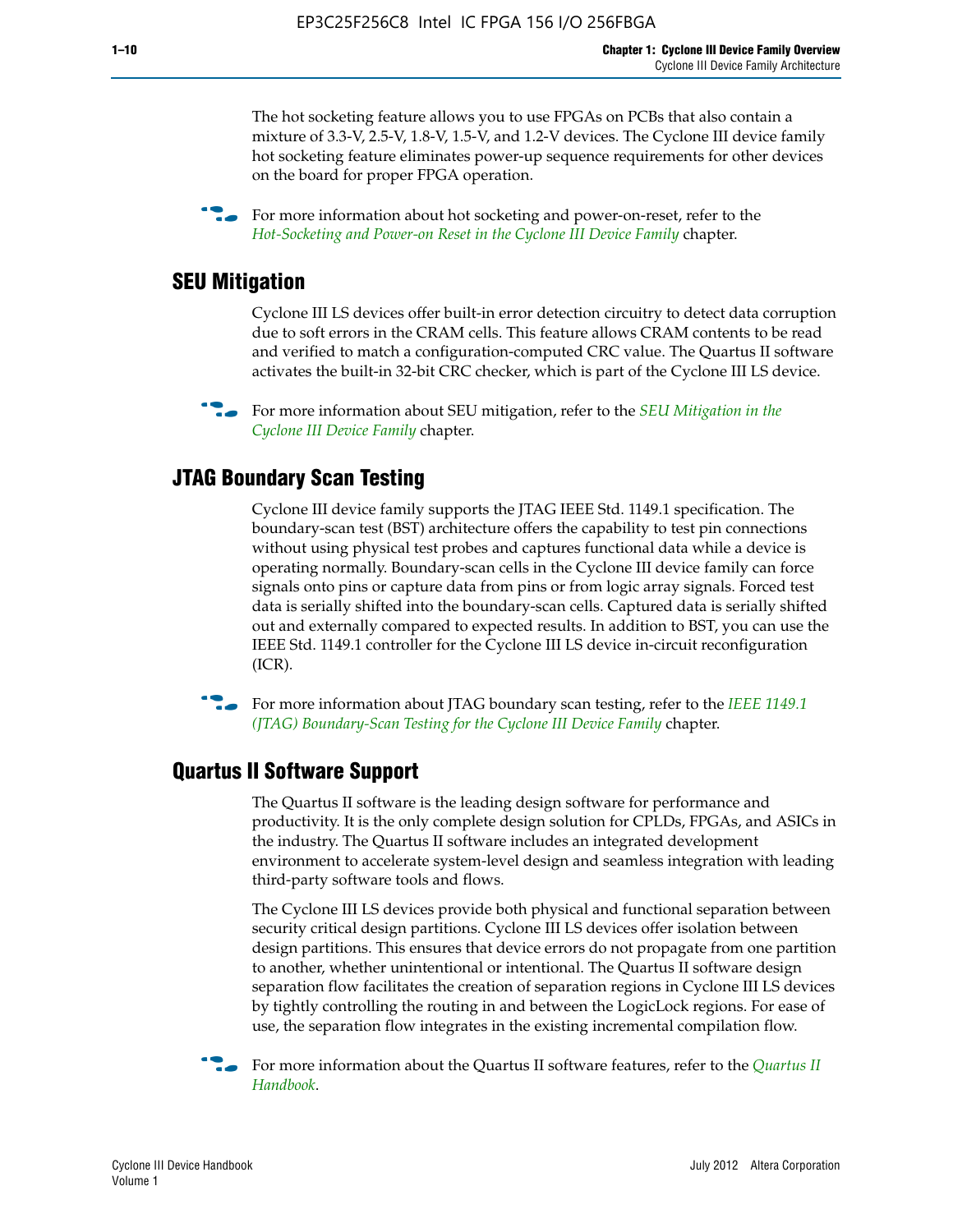The hot socketing feature allows you to use FPGAs on PCBs that also contain a mixture of 3.3-V, 2.5-V, 1.8-V, 1.5-V, and 1.2-V devices. The Cyclone III device family hot socketing feature eliminates power-up sequence requirements for other devices on the board for proper FPGA operation.

For more information about hot socketing and power-on-reset, refer to the *Hot-Socketing and Power-on Reset in the Cyclone III Device Family* chapter.

## SEU Mitigation

Cyclone III LS devices offer built-in error detection circuitry to detect data corruption due to soft errors in the CRAM cells. This feature allows CRAM contents to be read and verified to match a configuration-computed CRC value. The Quartus II software activates the built-in 32-bit CRC checker, which is part of the Cyclone III LS device.

For more information about SEU mitigation, refer to the *SEU Mitigation in the Cyclone III Device Family* chapter.

## JTAG Boundary Scan Testing

Cyclone III device family supports the JTAG IEEE Std. 1149.1 specification. The boundary-scan test (BST) architecture offers the capability to test pin connections without using physical test probes and captures functional data while a device is operating normally. Boundary-scan cells in the Cyclone III device family can force signals onto pins or capture data from pins or from logic array signals. Forced test data is serially shifted into the boundary-scan cells. Captured data is serially shifted out and externally compared to expected results. In addition to BST, you can use the IEEE Std. 1149.1 controller for the Cyclone III LS device in-circuit reconfiguration (ICR).

For more information about JTAG boundary scan testing, refer to the *IEEE 1149.1 (JTAG) Boundary-Scan Testing for the Cyclone III Device Family* chapter.

## Quartus II Software Support

The Quartus II software is the leading design software for performance and productivity. It is the only complete design solution for CPLDs, FPGAs, and ASICs in the industry. The Quartus II software includes an integrated development environment to accelerate system-level design and seamless integration with leading third-party software tools and flows.

The Cyclone III LS devices provide both physical and functional separation between security critical design partitions. Cyclone III LS devices offer isolation between design partitions. This ensures that device errors do not propagate from one partition to another, whether unintentional or intentional. The Quartus II software design separation flow facilitates the creation of separation regions in Cyclone III LS devices by tightly controlling the routing in and between the LogicLock regions. For ease of use, the separation flow integrates in the existing incremental compilation flow.

For more information about the Quartus II software features, refer to the *Quartus II Handbook*.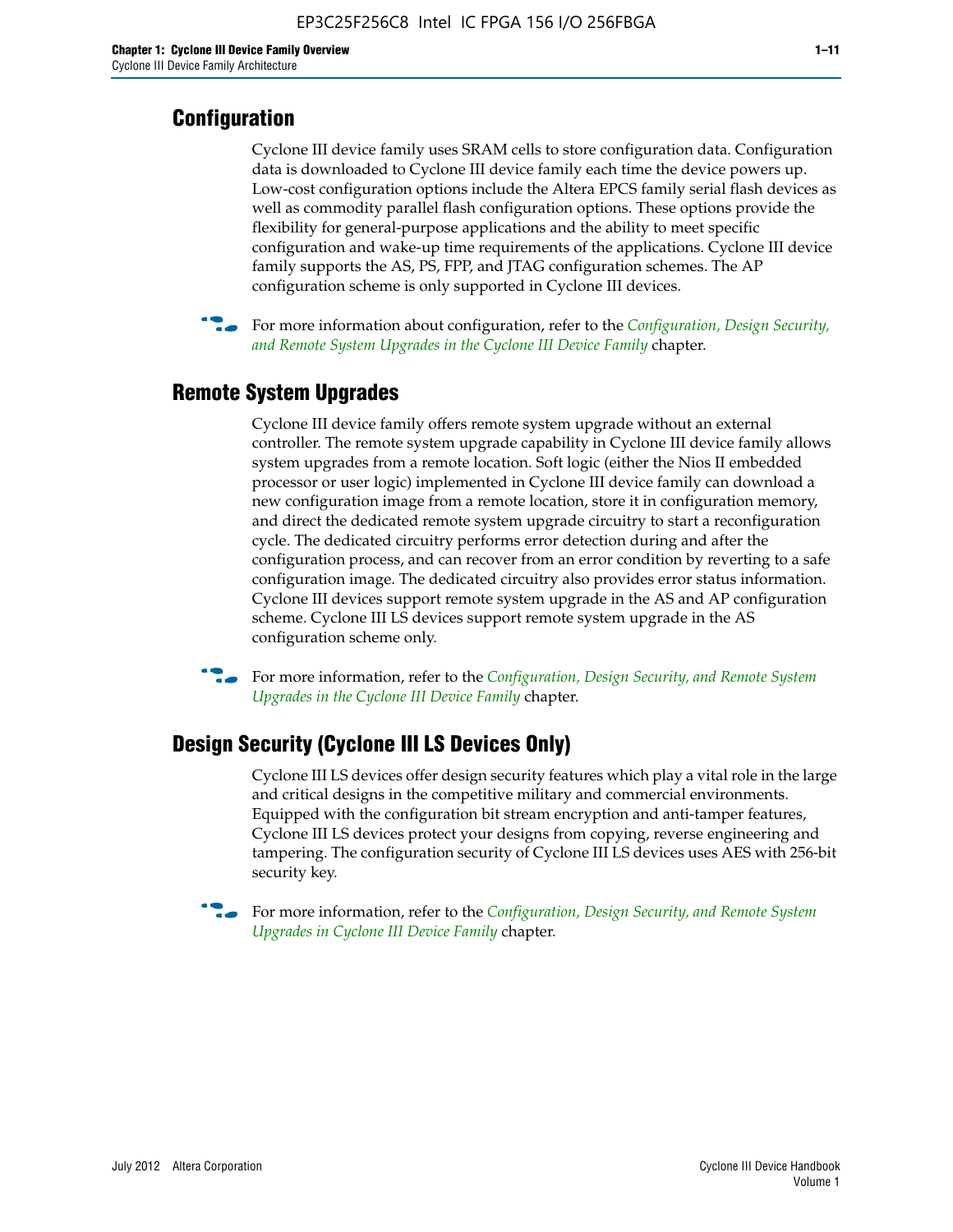## Configuration

Cyclone III device family uses SRAM cells to store configuration data. Configuration data is downloaded to Cyclone III device family each time the device powers up. Low-cost configuration options include the Altera EPCS family serial flash devices as well as commodity parallel flash configuration options. These options provide the flexibility for general-purpose applications and the ability to meet specific configuration and wake-up time requirements of the applications. Cyclone III device family supports the AS, PS, FPP, and JTAG configuration schemes. The AP configuration scheme is only supported in Cyclone III devices.

For more information about configuration, refer to the *Configuration, Design Security, and Remote System Upgrades in the Cyclone III Device Family* chapter.

## Remote System Upgrades

Cyclone III device family offers remote system upgrade without an external controller. The remote system upgrade capability in Cyclone III device family allows system upgrades from a remote location. Soft logic (either the Nios II embedded processor or user logic) implemented in Cyclone III device family can download a new configuration image from a remote location, store it in configuration memory, and direct the dedicated remote system upgrade circuitry to start a reconfiguration cycle. The dedicated circuitry performs error detection during and after the configuration process, and can recover from an error condition by reverting to a safe configuration image. The dedicated circuitry also provides error status information. Cyclone III devices support remote system upgrade in the AS and AP configuration scheme. Cyclone III LS devices support remote system upgrade in the AS configuration scheme only.

For more information, refer to the *Configuration, Design Security, and Remote System Upgrades in the Cyclone III Device Family* chapter.

## Design Security (Cyclone III LS Devices Only)

Cyclone III LS devices offer design security features which play a vital role in the large and critical designs in the competitive military and commercial environments. Equipped with the configuration bit stream encryption and anti-tamper features, Cyclone III LS devices protect your designs from copying, reverse engineering and tampering. The configuration security of Cyclone III LS devices uses AES with 256-bit security key.

For more information, refer to the *Configuration, Design Security, and Remote System Upgrades in Cyclone III Device Family* chapter.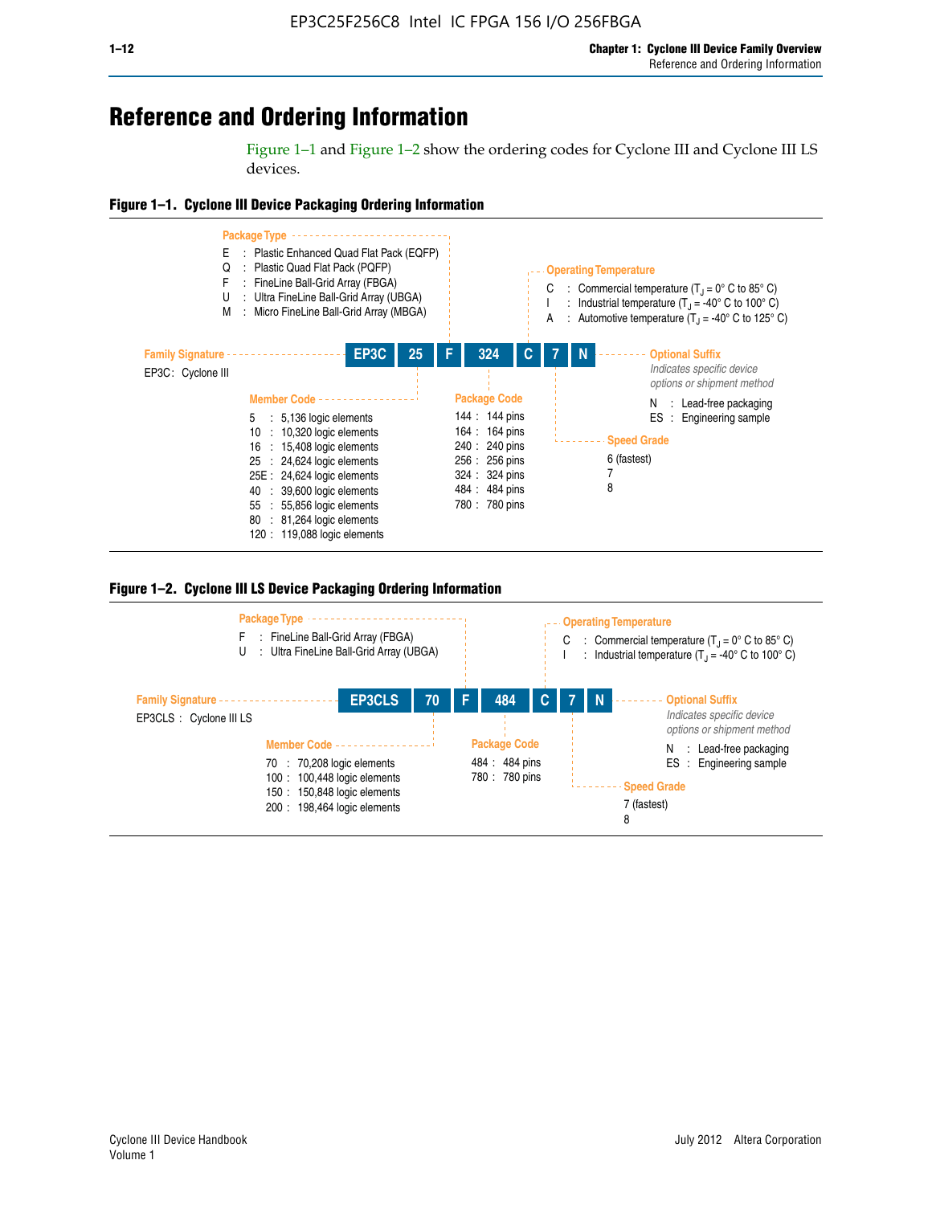# Reference and Ordering Information

Figure 1–1 and Figure 1–2 show the ordering codes for Cyclone III and Cyclone III LS devices.

**Figure 1–1. Cyclone III Device Packaging Ordering Information**

**EP3C | 25 | F | 324 | C | 7 | N**

**Family Signature**

EP3C : Cyclone III

**Member Code**

- 5 : 5,136 logic elements
- 10 : 10,320 logic elements
- 16 : 15,408 logic elements
- 25 : 24,624 logic elements
- 25E : 24,624 logic elements
- 40 : 39,600 logic elements
- 55 : 55,856 logic elements
- 80 : 81,264 logic elements
- 120 : 119,088 logic elements

**Package Type**

- E : Plastic Enhanced Quad Flat Pack (EQFP)
- Q : Plastic Quad Flat Pack (PQFP)
- F : FineLine Ball-Grid Array (FBGA)
- U : Ultra FineLine Ball-Grid Array (UBGA)
- M : Micro FineLine Ball-Grid Array (MBGA)

**Package Code**

- 144 : 144 pins
- 164 : 164 pins
- 240 : 240 pins
- 256 : 256 pins
- 324 : 324 pins
- 484 : 484 pins
- 780 : 780 pins

**Operating Temperature**

- C : Commercial temperature ($T_J$ = 0° C to 85° C)
- I : Industrial temperature ($T_J$ = -40° C to 100° C)
- A : Automotive temperature ($T_J$ = -40° C to 125° C)

**Speed Grade**

- 6 (fastest)
- 7
- 8

**Optional Suffix**

*Indicates specific device options or shipment method*

- N : Lead-free packaging
- ES : Engineering sample

**Figure 1–2. Cyclone III LS Device Packaging Ordering Information**

**EP3CLS | 70 | F | 484 | C | 7 | N**

**Family Signature**

EP3CLS : Cyclone III LS

**Member Code**

- 70 : 70,208 logic elements
- 100 : 100,448 logic elements
- 150 : 150,848 logic elements
- 200 : 198,464 logic elements

**Package Type**

- F : FineLine Ball-Grid Array (FBGA)
- U : Ultra FineLine Ball-Grid Array (UBGA)

**Package Code**

- 484 : 484 pins
- 780 : 780 pins

**Operating Temperature**

- C : Commercial temperature ($T_J$ = 0° C to 85° C)
- I : Industrial temperature ($T_J$ = -40° C to 100° C)

**Speed Grade**

- 7 (fastest)
- 8

**Optional Suffix**

*Indicates specific device options or shipment method*

- N : Lead-free packaging
- ES : Engineering sample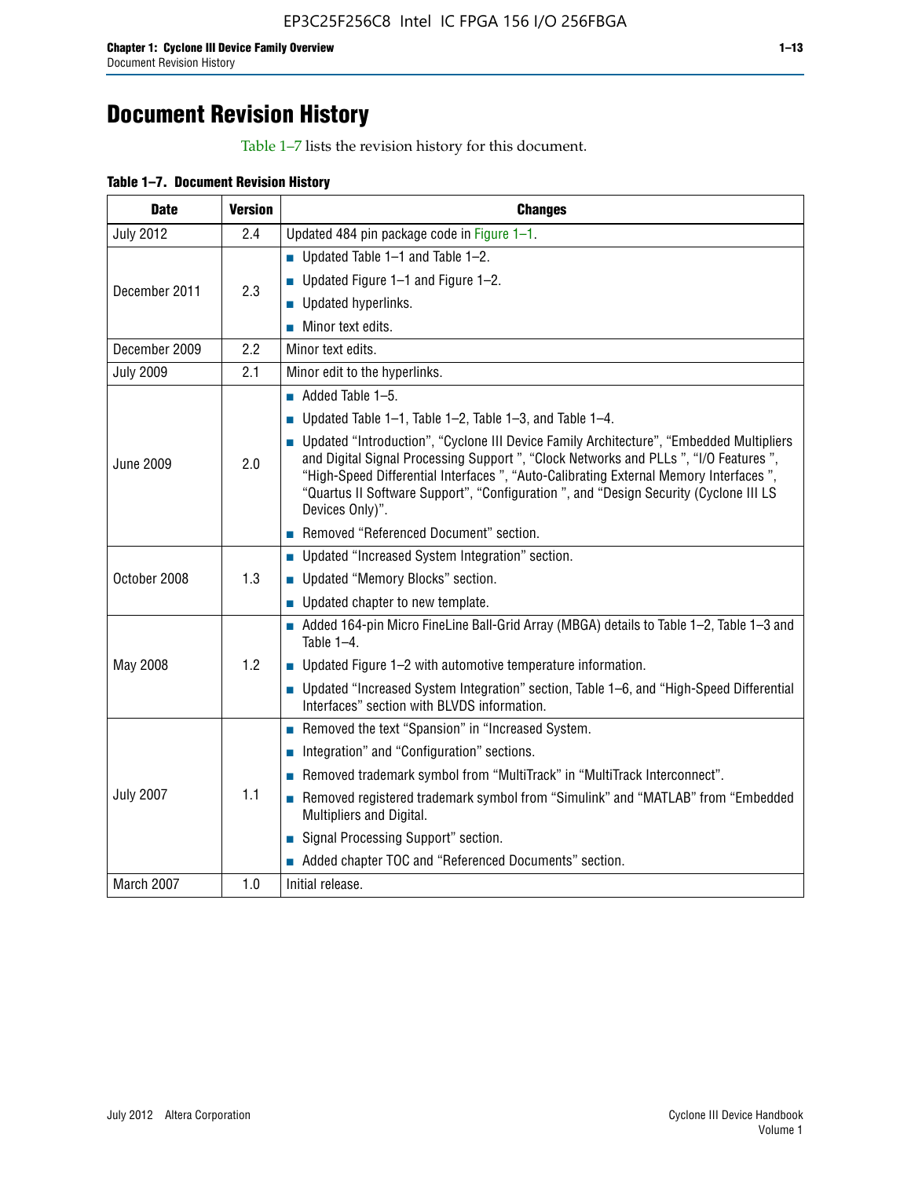# Document Revision History

Table 1–7 lists the revision history for this document.

**Table 1–7. Document Revision History**

| Date | Version | Changes |
|---|---|---|
| July 2012 | 2.4 | Updated 484 pin package code in Figure 1–1. |
| December 2011 | 2.3 | ■ Updated Table 1–1 and Table 1–2.<br>■ Updated Figure 1–1 and Figure 1–2.<br>■ Updated hyperlinks.<br>■ Minor text edits. |
| December 2009 | 2.2 | Minor text edits. |
| July 2009 | 2.1 | Minor edit to the hyperlinks. |
| June 2009 | 2.0 | ■ Added Table 1–5.<br>■ Updated Table 1–1, Table 1–2, Table 1–3, and Table 1–4.<br>■ Updated “Introduction”, “Cyclone III Device Family Architecture”, “Embedded Multipliers and Digital Signal Processing Support ”, “Clock Networks and PLLs ”, “I/O Features ”, “High-Speed Differential Interfaces ”, “Auto-Calibrating External Memory Interfaces ”, “Quartus II Software Support”, “Configuration ”, and “Design Security (Cyclone III LS Devices Only)”.<br>■ Removed “Referenced Document” section. |
| October 2008 | 1.3 | ■ Updated “Increased System Integration” section.<br>■ Updated “Memory Blocks” section.<br>■ Updated chapter to new template. |
| May 2008 | 1.2 | ■ Added 164-pin Micro FineLine Ball-Grid Array (MBGA) details to Table 1–2, Table 1–3 and Table 1–4.<br>■ Updated Figure 1–2 with automotive temperature information.<br>■ Updated “Increased System Integration” section, Table 1–6, and “High-Speed Differential Interfaces” section with BLVDS information. |
| July 2007 | 1.1 | ■ Removed the text “Spansion” in “Increased System.<br>■ Integration” and “Configuration” sections.<br>■ Removed trademark symbol from “MultiTrack” in “MultiTrack Interconnect”.<br>■ Removed registered trademark symbol from “Simulink” and “MATLAB” from “Embedded Multipliers and Digital.<br>■ Signal Processing Support” section.<br>■ Added chapter TOC and “Referenced Documents” section. |
| March 2007 | 1.0 | Initial release. |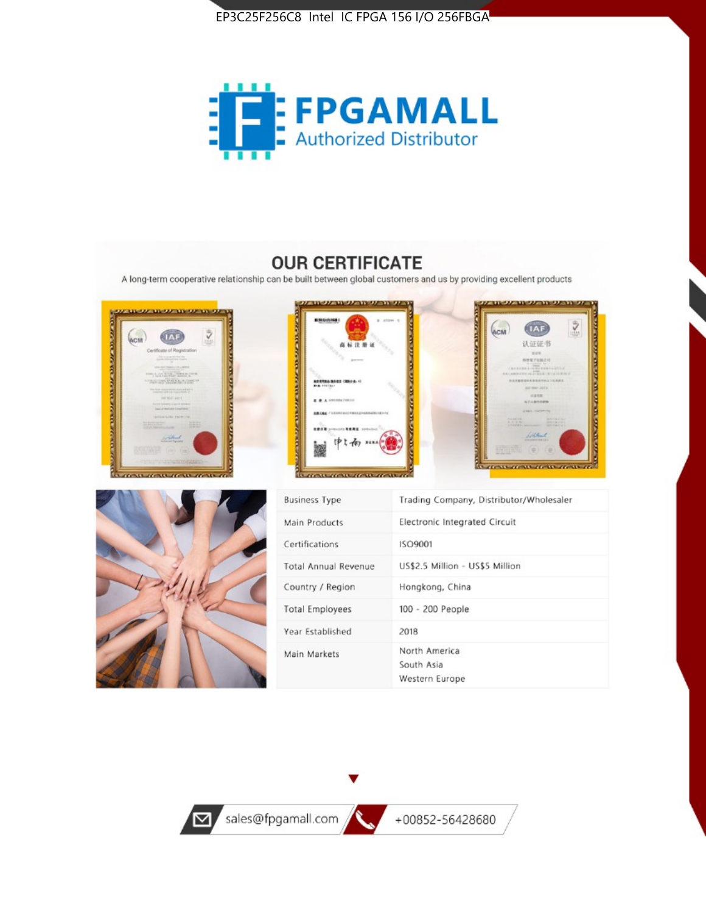FPGAMALL
Authorized Distributor

## OUR CERTIFICATE

A long-term cooperative relationship can be built between global customers and us by providing excellent products

| | |
|---|---|
| Business Type | Trading Company, Distributor/Wholesaler |
| Main Products | Electronic Integrated Circuit |
| Certifications | ISO9001 |
| Total Annual Revenue | US$2.5 Million - US$5 Million |
| Country / Region | Hongkong, China |
| Total Employees | 100 - 200 People |
| Year Established | 2018 |
| Main Markets | North America<br>South Asia<br>Western Europe |

sales@fpgamall.com

+00852-56428680